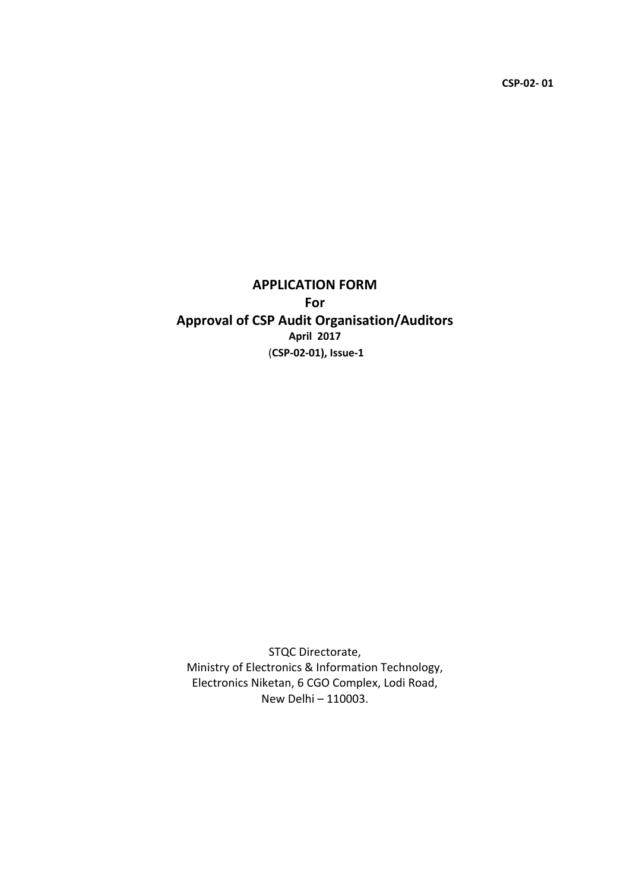**CSP-02- 01**

# APPLICATION FORM
## For
## Approval of CSP Audit Organisation/Auditors

**April 2017**

(**CSP-02-01), Issue-1**

STQC Directorate,
Ministry of Electronics & Information Technology,
Electronics Niketan, 6 CGO Complex, Lodi Road,
New Delhi – 110003.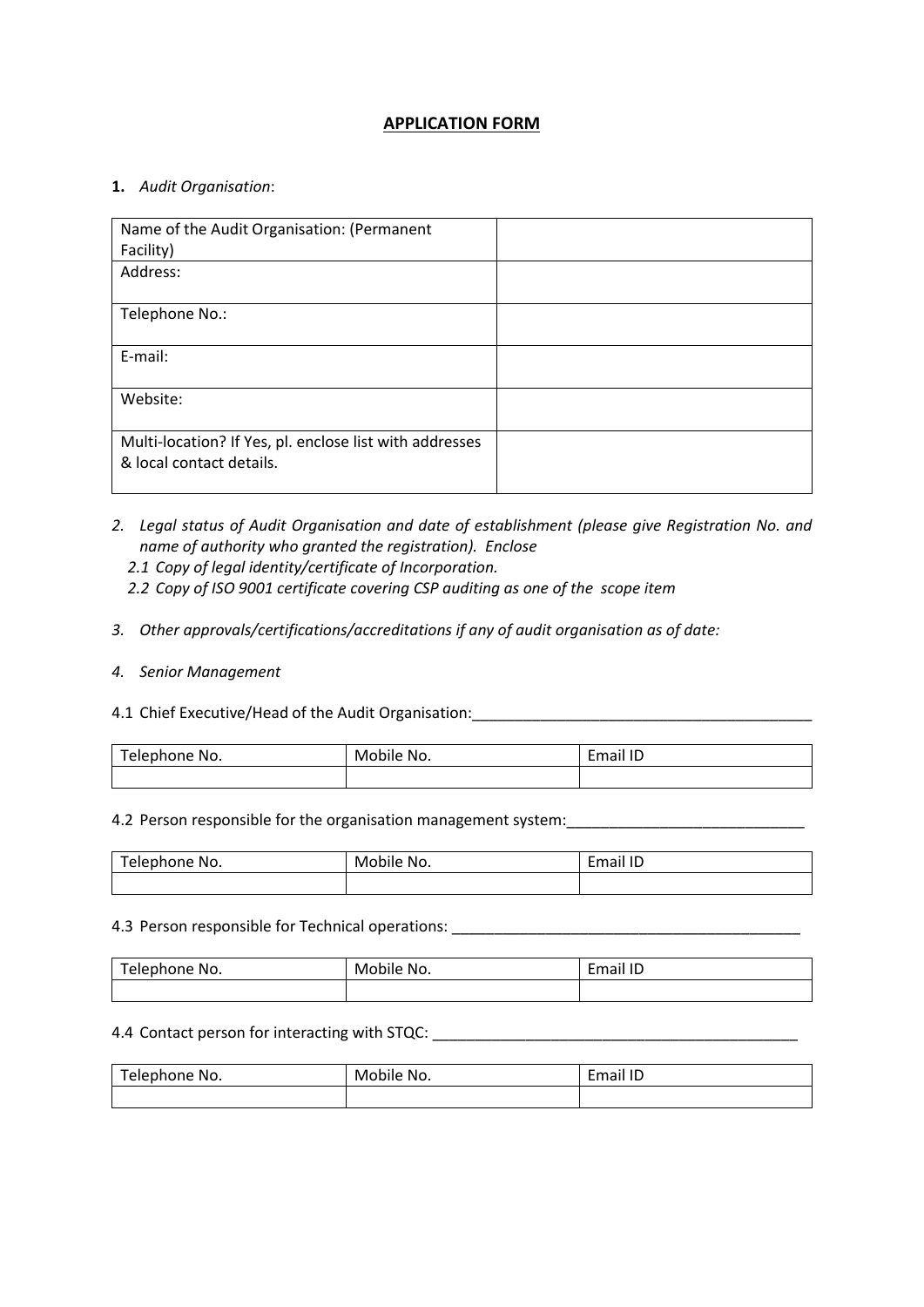## APPLICATION FORM

**1.** *Audit Organisation*:

| Name of the Audit Organisation: (Permanent Facility) | |
|---|---|
| Address: | |
| Telephone No.: | |
| E-mail: | |
| Website: | |
| Multi-location? If Yes, pl. enclose list with addresses & local contact details. | |

2. *Legal status of Audit Organisation and date of establishment (please give Registration No. and name of authority who granted the registration). Enclose*
   - *2.1 Copy of legal identity/certificate of Incorporation.*
   - *2.2 Copy of ISO 9001 certificate covering CSP auditing as one of the scope item*

3. *Other approvals/certifications/accreditations if any of audit organisation as of date:*

4. *Senior Management*

4.1 Chief Executive/Head of the Audit Organisation:_________________________________________

| Telephone No. | Mobile No. | Email ID |
|---|---|---|
| | | |

4.2 Person responsible for the organisation management system:_____________________________

| Telephone No. | Mobile No. | Email ID |
|---|---|---|
| | | |

4.3 Person responsible for Technical operations: __________________________________________

| Telephone No. | Mobile No. | Email ID |
|---|---|---|
| | | |

4.4 Contact person for interacting with STQC: _____________________________________________

| Telephone No. | Mobile No. | Email ID |
|---|---|---|
| | | |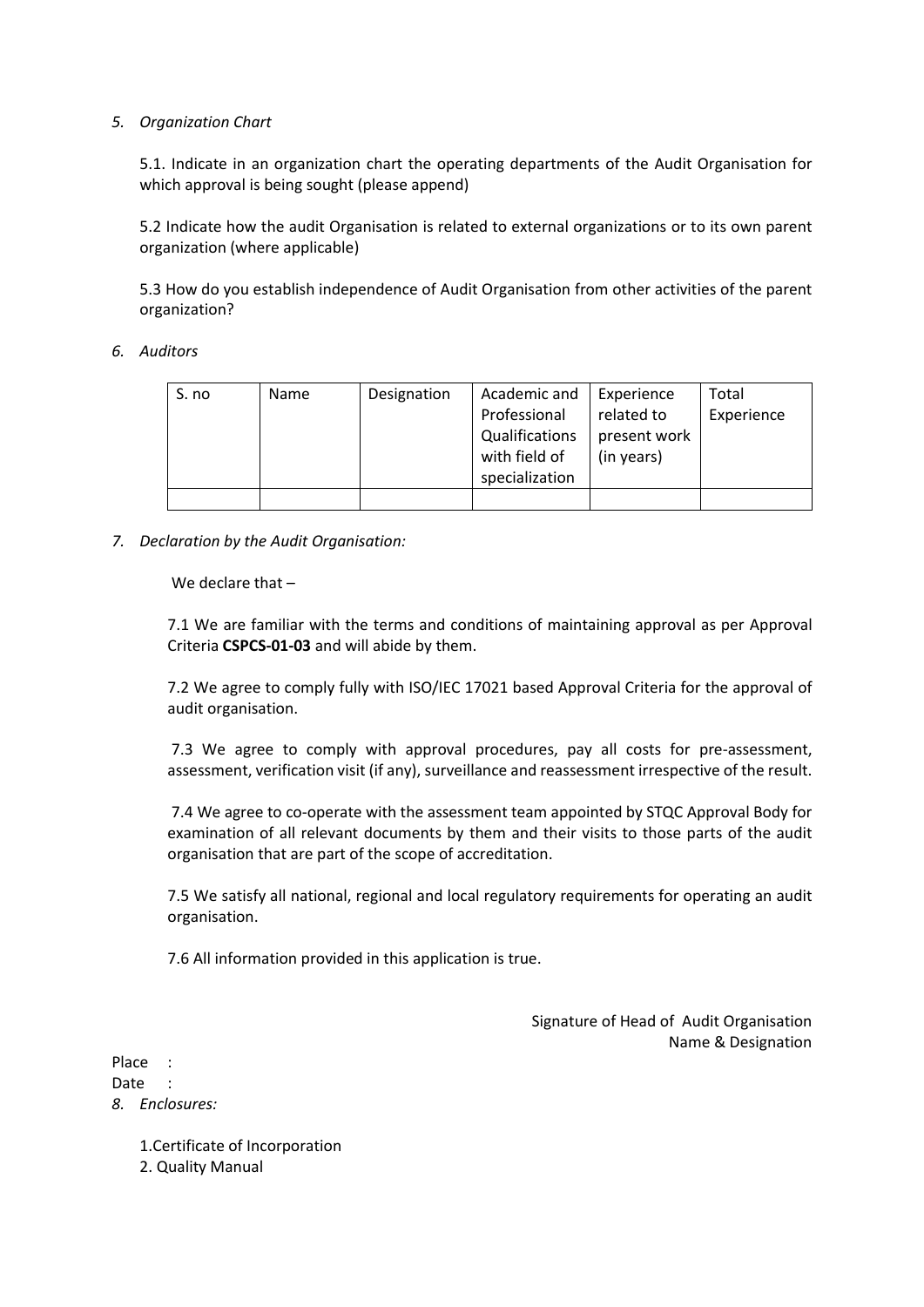*5. Organization Chart*

5.1. Indicate in an organization chart the operating departments of the Audit Organisation for which approval is being sought (please append)

5.2 Indicate how the audit Organisation is related to external organizations or to its own parent organization (where applicable)

5.3 How do you establish independence of Audit Organisation from other activities of the parent organization?

*6. Auditors*

| S. no | Name | Designation | Academic and Professional Qualifications with field of specialization | Experience related to present work (in years) | Total Experience |
|---|---|---|---|---|---|
| | | | | | |

*7. Declaration by the Audit Organisation:*

We declare that –

7.1 We are familiar with the terms and conditions of maintaining approval as per Approval Criteria **CSPCS-01-03** and will abide by them.

7.2 We agree to comply fully with ISO/IEC 17021 based Approval Criteria for the approval of audit organisation.

7.3 We agree to comply with approval procedures, pay all costs for pre-assessment, assessment, verification visit (if any), surveillance and reassessment irrespective of the result.

7.4 We agree to co-operate with the assessment team appointed by STQC Approval Body for examination of all relevant documents by them and their visits to those parts of the audit organisation that are part of the scope of accreditation.

7.5 We satisfy all national, regional and local regulatory requirements for operating an audit organisation.

7.6 All information provided in this application is true.

Signature of Head of Audit Organisation
Name & Designation

Place :
Date :

*8. Enclosures:*

1. Certificate of Incorporation
2. Quality Manual